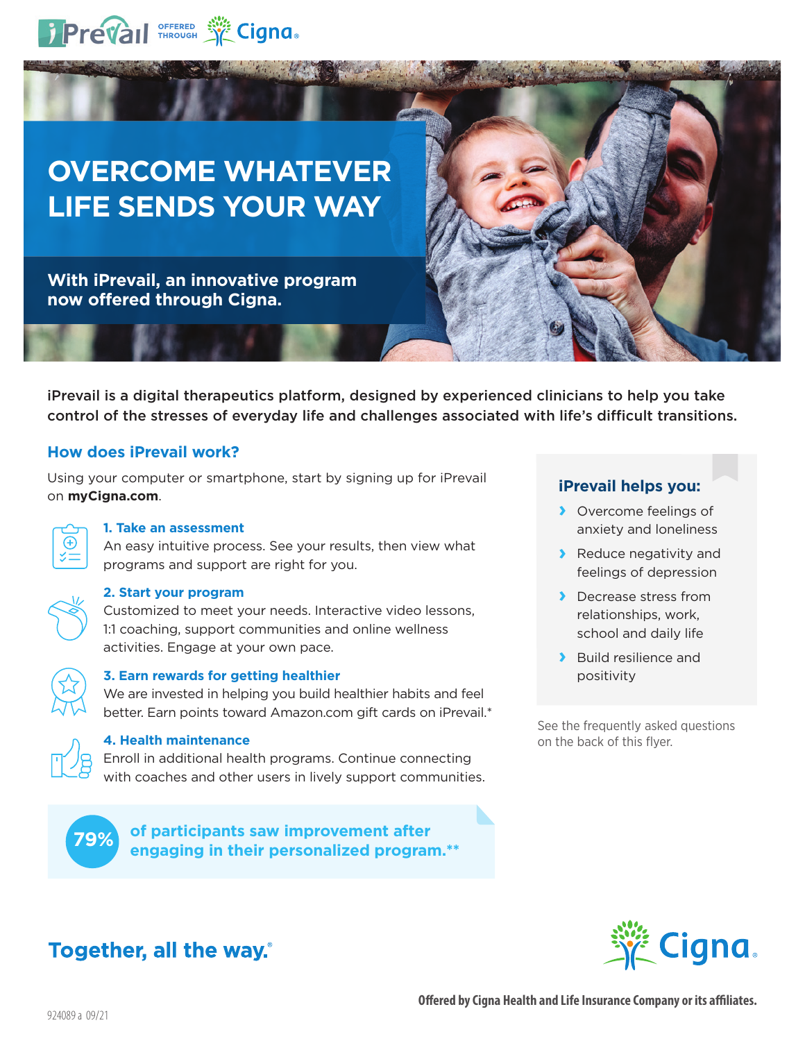iPrevail OFFERED THROUGH Cigna

# OVERCOME WHATEVER LIFE SENDS YOUR WAY

**With iPrevail, an innovative program now offered through Cigna.**

**iPrevail is a digital therapeutics platform, designed by experienced clinicians to help you take control of the stresses of everyday life and challenges associated with life's difficult transitions.**

## How does iPrevail work?

Using your computer or smartphone, start by signing up for iPrevail on **myCigna.com**.

### 1. Take an assessment

An easy intuitive process. See your results, then view what programs and support are right for you.

### 2. Start your program

Customized to meet your needs. Interactive video lessons, 1:1 coaching, support communities and online wellness activities. Engage at your own pace.

### 3. Earn rewards for getting healthier

We are invested in helping you build healthier habits and feel better. Earn points toward Amazon.com gift cards on iPrevail.*

### 4. Health maintenance

Enroll in additional health programs. Continue connecting with coaches and other users in lively support communities.

**79%** **of participants saw improvement after engaging in their personalized program.****

### iPrevail helps you:

- Overcome feelings of anxiety and loneliness
- Reduce negativity and feelings of depression
- Decrease stress from relationships, work, school and daily life
- Build resilience and positivity

See the frequently asked questions on the back of this flyer.

**Together, all the way.®**

Cigna

**Offered by Cigna Health and Life Insurance Company or its affiliates.**

924089 a 09/21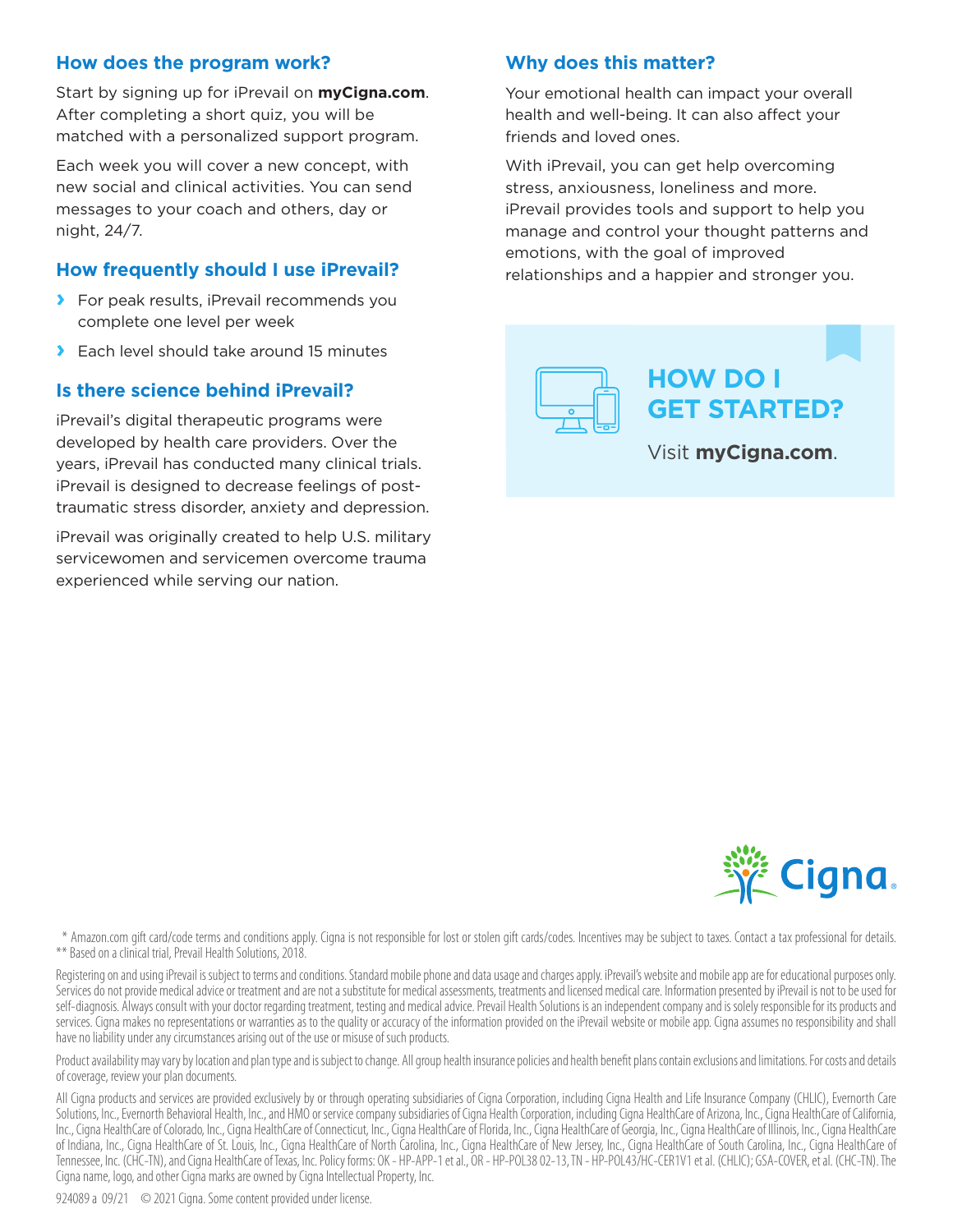## How does the program work?

Start by signing up for iPrevail on **myCigna.com**. After completing a short quiz, you will be matched with a personalized support program.

Each week you will cover a new concept, with new social and clinical activities. You can send messages to your coach and others, day or night, 24/7.

## How frequently should I use iPrevail?

- For peak results, iPrevail recommends you complete one level per week
- Each level should take around 15 minutes

## Is there science behind iPrevail?

iPrevail's digital therapeutic programs were developed by health care providers. Over the years, iPrevail has conducted many clinical trials. iPrevail is designed to decrease feelings of post-traumatic stress disorder, anxiety and depression.

iPrevail was originally created to help U.S. military servicewomen and servicemen overcome trauma experienced while serving our nation.

## Why does this matter?

Your emotional health can impact your overall health and well-being. It can also affect your friends and loved ones.

With iPrevail, you can get help overcoming stress, anxiousness, loneliness and more. iPrevail provides tools and support to help you manage and control your thought patterns and emotions, with the goal of improved relationships and a happier and stronger you.

## HOW DO I GET STARTED?

Visit **myCigna.com**.

Cigna.

\* Amazon.com gift card/code terms and conditions apply. Cigna is not responsible for lost or stolen gift cards/codes. Incentives may be subject to taxes. Contact a tax professional for details.
** Based on a clinical trial, Prevail Health Solutions, 2018.

Registering on and using iPrevail is subject to terms and conditions. Standard mobile phone and data usage and charges apply. iPrevail's website and mobile app are for educational purposes only. Services do not provide medical advice or treatment and are not a substitute for medical assessments, treatments and licensed medical care. Information presented by iPrevail is not to be used for self-diagnosis. Always consult with your doctor regarding treatment, testing and medical advice. Prevail Health Solutions is an independent company and is solely responsible for its products and services. Cigna makes no representations or warranties as to the quality or accuracy of the information provided on the iPrevail website or mobile app. Cigna assumes no responsibility and shall have no liability under any circumstances arising out of the use or misuse of such products.

Product availability may vary by location and plan type and is subject to change. All group health insurance policies and health benefit plans contain exclusions and limitations. For costs and details of coverage, review your plan documents.

All Cigna products and services are provided exclusively by or through operating subsidiaries of Cigna Corporation, including Cigna Health and Life Insurance Company (CHLIC), Evernorth Care Solutions, Inc., Evernorth Behavioral Health, Inc., and HMO or service company subsidiaries of Cigna Health Corporation, including Cigna HealthCare of Arizona, Inc., Cigna HealthCare of California, Inc., Cigna HealthCare of Colorado, Inc., Cigna HealthCare of Connecticut, Inc., Cigna HealthCare of Florida, Inc., Cigna HealthCare of Georgia, Inc., Cigna HealthCare of Illinois, Inc., Cigna HealthCare of Indiana, Inc., Cigna HealthCare of St. Louis, Inc., Cigna HealthCare of North Carolina, Inc., Cigna HealthCare of New Jersey, Inc., Cigna HealthCare of South Carolina, Inc., Cigna HealthCare of Tennessee, Inc. (CHC-TN), and Cigna HealthCare of Texas, Inc. Policy forms: OK - HP-APP-1 et al., OR - HP-POL38 02-13, TN - HP-POL43/HC-CER1V1 et al. (CHLIC); GSA-COVER, et al. (CHC-TN). The Cigna name, logo, and other Cigna marks are owned by Cigna Intellectual Property, Inc.

924089 a 09/21 © 2021 Cigna. Some content provided under license.